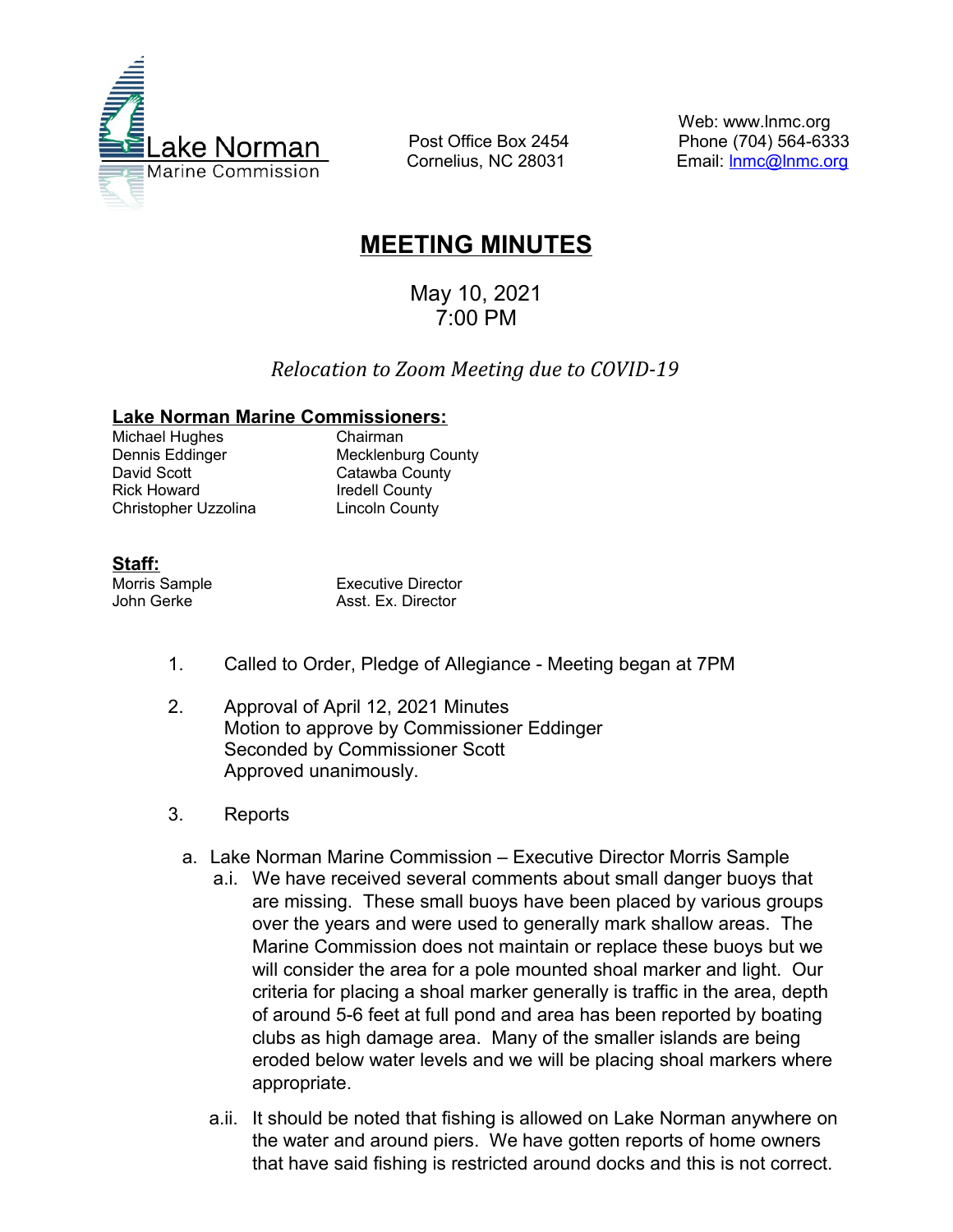Lake Norman Marine Commission

Post Office Box 2454
Cornelius, NC 28031

Web: www.lnmc.org
Phone (704) 564-6333
Email: lnmc@lnmc.org

# MEETING MINUTES

May 10, 2021
7:00 PM

*Relocation to Zoom Meeting due to COVID-19*

**Lake Norman Marine Commissioners:**

| | |
|---|---|
| Michael Hughes | Chairman |
| Dennis Eddinger | Mecklenburg County |
| David Scott | Catawba County |
| Rick Howard | Iredell County |
| Christopher Uzzolina | Lincoln County |

**Staff:**

| | |
|---|---|
| Morris Sample | Executive Director |
| John Gerke | Asst. Ex. Director |

1. Called to Order, Pledge of Allegiance - Meeting began at 7PM

2. Approval of April 12, 2021 Minutes
   Motion to approve by Commissioner Eddinger
   Seconded by Commissioner Scott
   Approved unanimously.

3. Reports

   a. Lake Norman Marine Commission – Executive Director Morris Sample

      a.i. We have received several comments about small danger buoys that are missing. These small buoys have been placed by various groups over the years and were used to generally mark shallow areas. The Marine Commission does not maintain or replace these buoys but we will consider the area for a pole mounted shoal marker and light. Our criteria for placing a shoal marker generally is traffic in the area, depth of around 5-6 feet at full pond and area has been reported by boating clubs as high damage area. Many of the smaller islands are being eroded below water levels and we will be placing shoal markers where appropriate.

      a.ii. It should be noted that fishing is allowed on Lake Norman anywhere on the water and around piers. We have gotten reports of home owners that have said fishing is restricted around docks and this is not correct.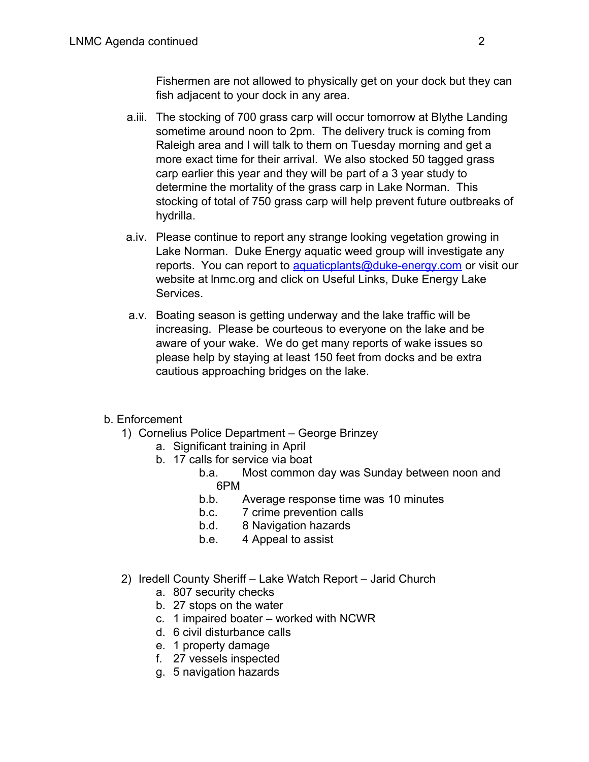Fishermen are not allowed to physically get on your dock but they can fish adjacent to your dock in any area.

a.iii. The stocking of 700 grass carp will occur tomorrow at Blythe Landing sometime around noon to 2pm. The delivery truck is coming from Raleigh area and I will talk to them on Tuesday morning and get a more exact time for their arrival. We also stocked 50 tagged grass carp earlier this year and they will be part of a 3 year study to determine the mortality of the grass carp in Lake Norman. This stocking of total of 750 grass carp will help prevent future outbreaks of hydrilla.

a.iv. Please continue to report any strange looking vegetation growing in Lake Norman. Duke Energy aquatic weed group will investigate any reports. You can report to [aquaticplants@duke-energy.com](mailto:aquaticplants@duke-energy.com) or visit our website at lnmc.org and click on Useful Links, Duke Energy Lake Services.

a.v. Boating season is getting underway and the lake traffic will be increasing. Please be courteous to everyone on the lake and be aware of your wake. We do get many reports of wake issues so please help by staying at least 150 feet from docks and be extra cautious approaching bridges on the lake.

b. Enforcement

1) Cornelius Police Department – George Brinzey
   - a. Significant training in April
   - b. 17 calls for service via boat
     - b.a. Most common day was Sunday between noon and 6PM
     - b.b. Average response time was 10 minutes
     - b.c. 7 crime prevention calls
     - b.d. 8 Navigation hazards
     - b.e. 4 Appeal to assist

2) Iredell County Sheriff – Lake Watch Report – Jarid Church
   - a. 807 security checks
   - b. 27 stops on the water
   - c. 1 impaired boater – worked with NCWR
   - d. 6 civil disturbance calls
   - e. 1 property damage
   - f. 27 vessels inspected
   - g. 5 navigation hazards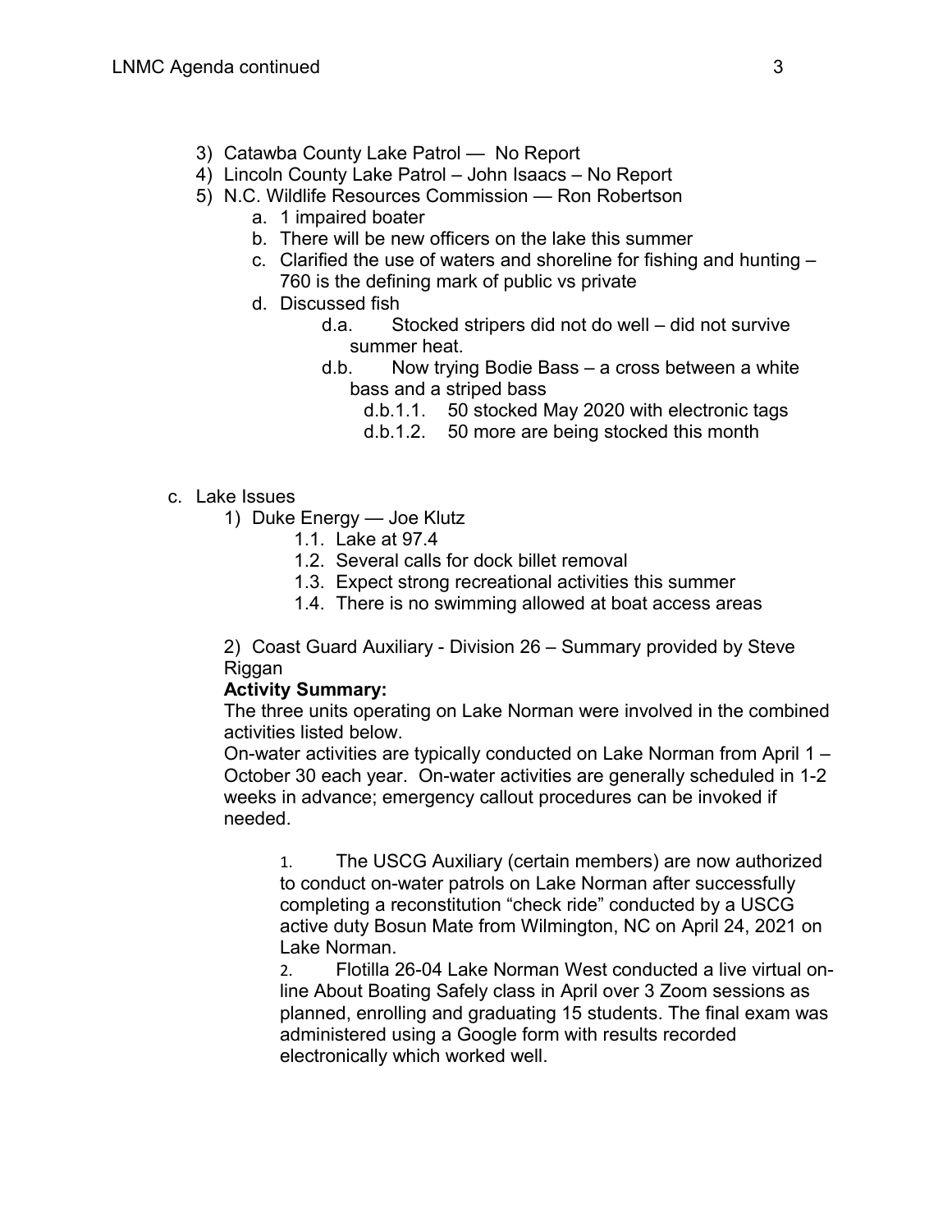3) Catawba County Lake Patrol — No Report
4) Lincoln County Lake Patrol – John Isaacs – No Report
5) N.C. Wildlife Resources Commission — Ron Robertson
   a. 1 impaired boater
   b. There will be new officers on the lake this summer
   c. Clarified the use of waters and shoreline for fishing and hunting – 760 is the defining mark of public vs private
   d. Discussed fish
      d.a. Stocked stripers did not do well – did not survive summer heat.
      d.b. Now trying Bodie Bass – a cross between a white bass and a striped bass
         d.b.1.1. 50 stocked May 2020 with electronic tags
         d.b.1.2. 50 more are being stocked this month

c. Lake Issues
   1) Duke Energy — Joe Klutz
      1.1. Lake at 97.4
      1.2. Several calls for dock billet removal
      1.3. Expect strong recreational activities this summer
      1.4. There is no swimming allowed at boat access areas

   2) Coast Guard Auxiliary - Division 26 – Summary provided by Steve Riggan

   **Activity Summary:**

   The three units operating on Lake Norman were involved in the combined activities listed below.

   On-water activities are typically conducted on Lake Norman from April 1 – October 30 each year. On-water activities are generally scheduled in 1-2 weeks in advance; emergency callout procedures can be invoked if needed.

   1. The USCG Auxiliary (certain members) are now authorized to conduct on-water patrols on Lake Norman after successfully completing a reconstitution "check ride" conducted by a USCG active duty Bosun Mate from Wilmington, NC on April 24, 2021 on Lake Norman.
   2. Flotilla 26-04 Lake Norman West conducted a live virtual on-line About Boating Safely class in April over 3 Zoom sessions as planned, enrolling and graduating 15 students. The final exam was administered using a Google form with results recorded electronically which worked well.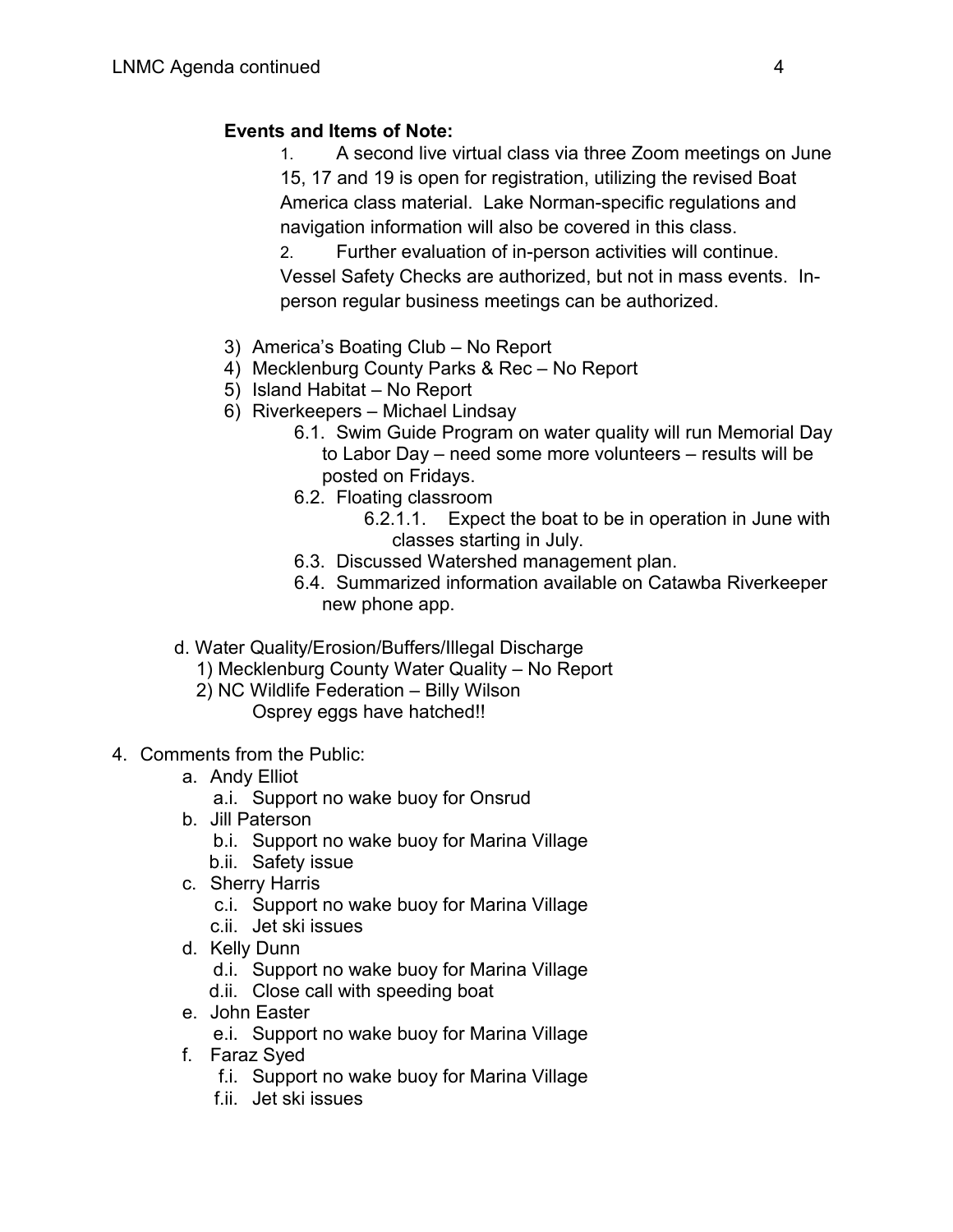**Events and Items of Note:**

1. A second live virtual class via three Zoom meetings on June 15, 17 and 19 is open for registration, utilizing the revised Boat America class material. Lake Norman-specific regulations and navigation information will also be covered in this class.
2. Further evaluation of in-person activities will continue. Vessel Safety Checks are authorized, but not in mass events. In-person regular business meetings can be authorized.

3) America's Boating Club – No Report
4) Mecklenburg County Parks & Rec – No Report
5) Island Habitat – No Report
6) Riverkeepers – Michael Lindsay
   - 6.1. Swim Guide Program on water quality will run Memorial Day to Labor Day – need some more volunteers – results will be posted on Fridays.
   - 6.2. Floating classroom
     - 6.2.1.1. Expect the boat to be in operation in June with classes starting in July.
   - 6.3. Discussed Watershed management plan.
   - 6.4. Summarized information available on Catawba Riverkeeper new phone app.

d. Water Quality/Erosion/Buffers/Illegal Discharge
   1) Mecklenburg County Water Quality – No Report
   2) NC Wildlife Federation – Billy Wilson
      Osprey eggs have hatched!!

4. Comments from the Public:
   a. Andy Elliot
      - a.i. Support no wake buoy for Onsrud
   b. Jill Paterson
      - b.i. Support no wake buoy for Marina Village
      - b.ii. Safety issue
   c. Sherry Harris
      - c.i. Support no wake buoy for Marina Village
      - c.ii. Jet ski issues
   d. Kelly Dunn
      - d.i. Support no wake buoy for Marina Village
      - d.ii. Close call with speeding boat
   e. John Easter
      - e.i. Support no wake buoy for Marina Village
   f. Faraz Syed
      - f.i. Support no wake buoy for Marina Village
      - f.ii. Jet ski issues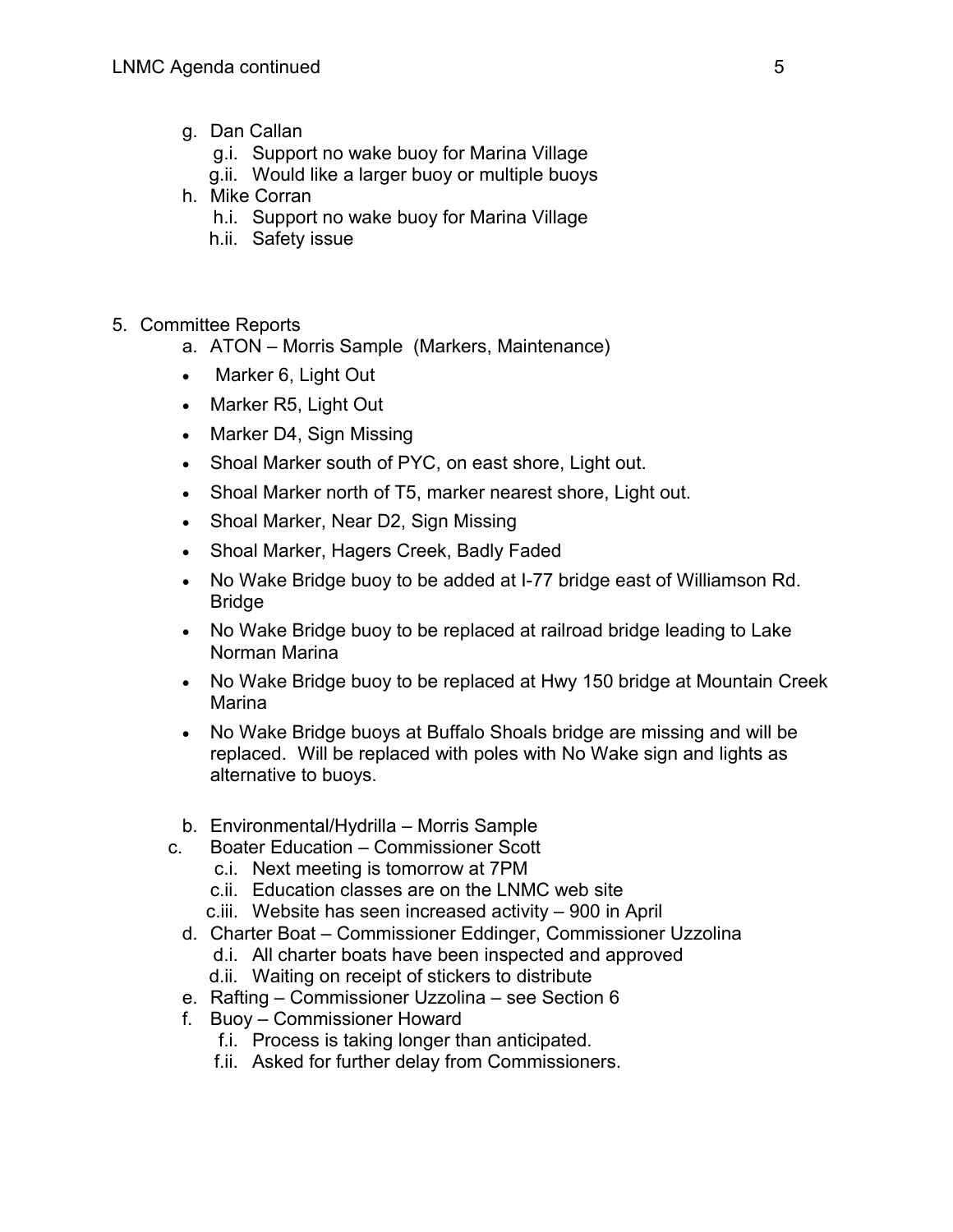- g. Dan Callan
    - g.i. Support no wake buoy for Marina Village
    - g.ii. Would like a larger buoy or multiple buoys
- h. Mike Corran
    - h.i. Support no wake buoy for Marina Village
    - h.ii. Safety issue

5. Committee Reports
    - a. ATON – Morris Sample (Markers, Maintenance)
        - Marker 6, Light Out
        - Marker R5, Light Out
        - Marker D4, Sign Missing
        - Shoal Marker south of PYC, on east shore, Light out.
        - Shoal Marker north of T5, marker nearest shore, Light out.
        - Shoal Marker, Near D2, Sign Missing
        - Shoal Marker, Hagers Creek, Badly Faded
        - No Wake Bridge buoy to be added at I-77 bridge east of Williamson Rd. Bridge
        - No Wake Bridge buoy to be replaced at railroad bridge leading to Lake Norman Marina
        - No Wake Bridge buoy to be replaced at Hwy 150 bridge at Mountain Creek Marina
        - No Wake Bridge buoys at Buffalo Shoals bridge are missing and will be replaced. Will be replaced with poles with No Wake sign and lights as alternative to buoys.
    - b. Environmental/Hydrilla – Morris Sample
    - c. Boater Education – Commissioner Scott
        - c.i. Next meeting is tomorrow at 7PM
        - c.ii. Education classes are on the LNMC web site
        - c.iii. Website has seen increased activity – 900 in April
    - d. Charter Boat – Commissioner Eddinger, Commissioner Uzzolina
        - d.i. All charter boats have been inspected and approved
        - d.ii. Waiting on receipt of stickers to distribute
    - e. Rafting – Commissioner Uzzolina – see Section 6
    - f. Buoy – Commissioner Howard
        - f.i. Process is taking longer than anticipated.
        - f.ii. Asked for further delay from Commissioners.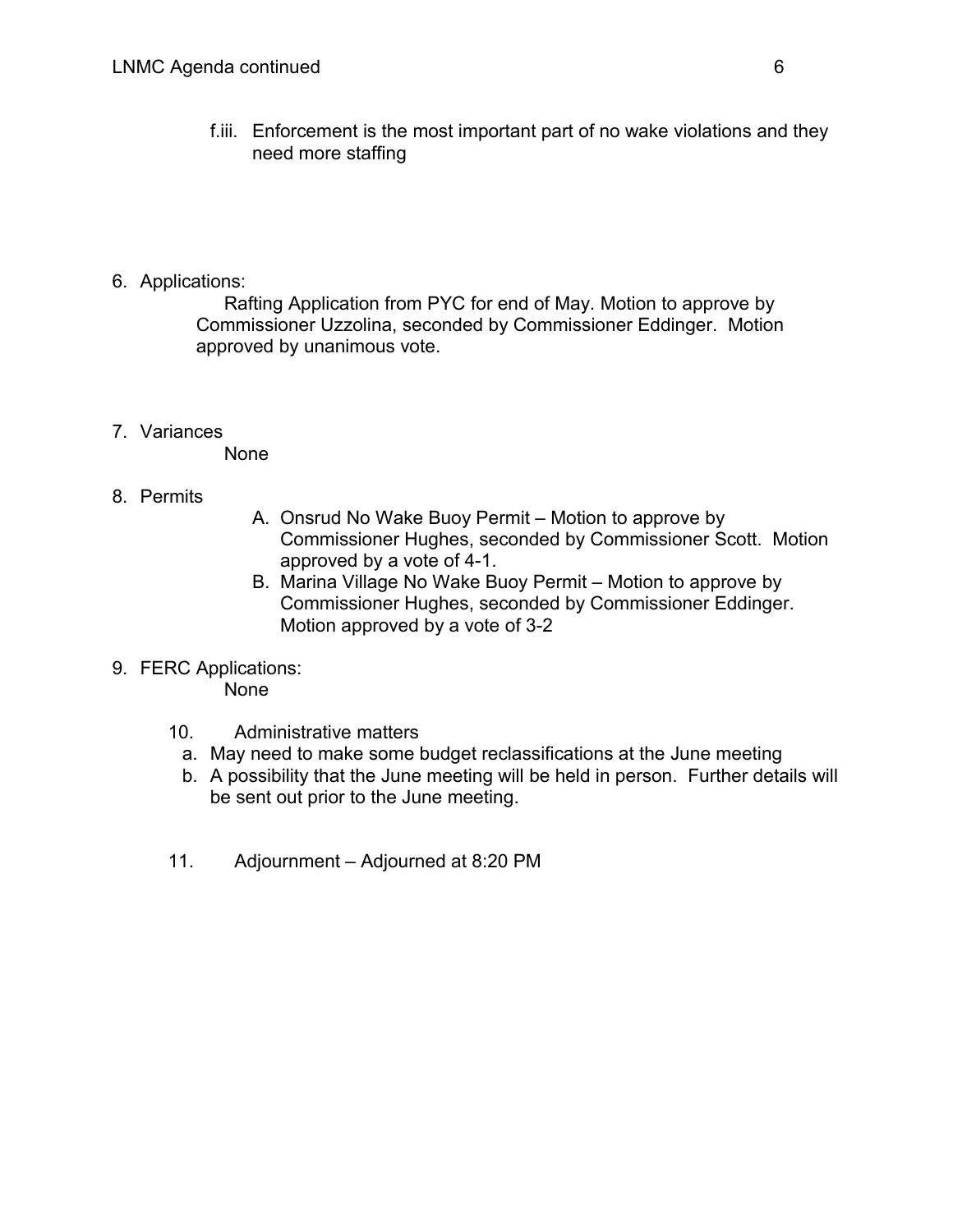f.iii. Enforcement is the most important part of no wake violations and they need more staffing

6. Applications:

   Rafting Application from PYC for end of May. Motion to approve by Commissioner Uzzolina, seconded by Commissioner Eddinger. Motion approved by unanimous vote.

7. Variances

   None

8. Permits

   A. Onsrud No Wake Buoy Permit – Motion to approve by Commissioner Hughes, seconded by Commissioner Scott. Motion approved by a vote of 4-1.
   B. Marina Village No Wake Buoy Permit – Motion to approve by Commissioner Hughes, seconded by Commissioner Eddinger. Motion approved by a vote of 3-2

9. FERC Applications:

   None

10. Administrative matters
    a. May need to make some budget reclassifications at the June meeting
    b. A possibility that the June meeting will be held in person. Further details will be sent out prior to the June meeting.

11. Adjournment – Adjourned at 8:20 PM